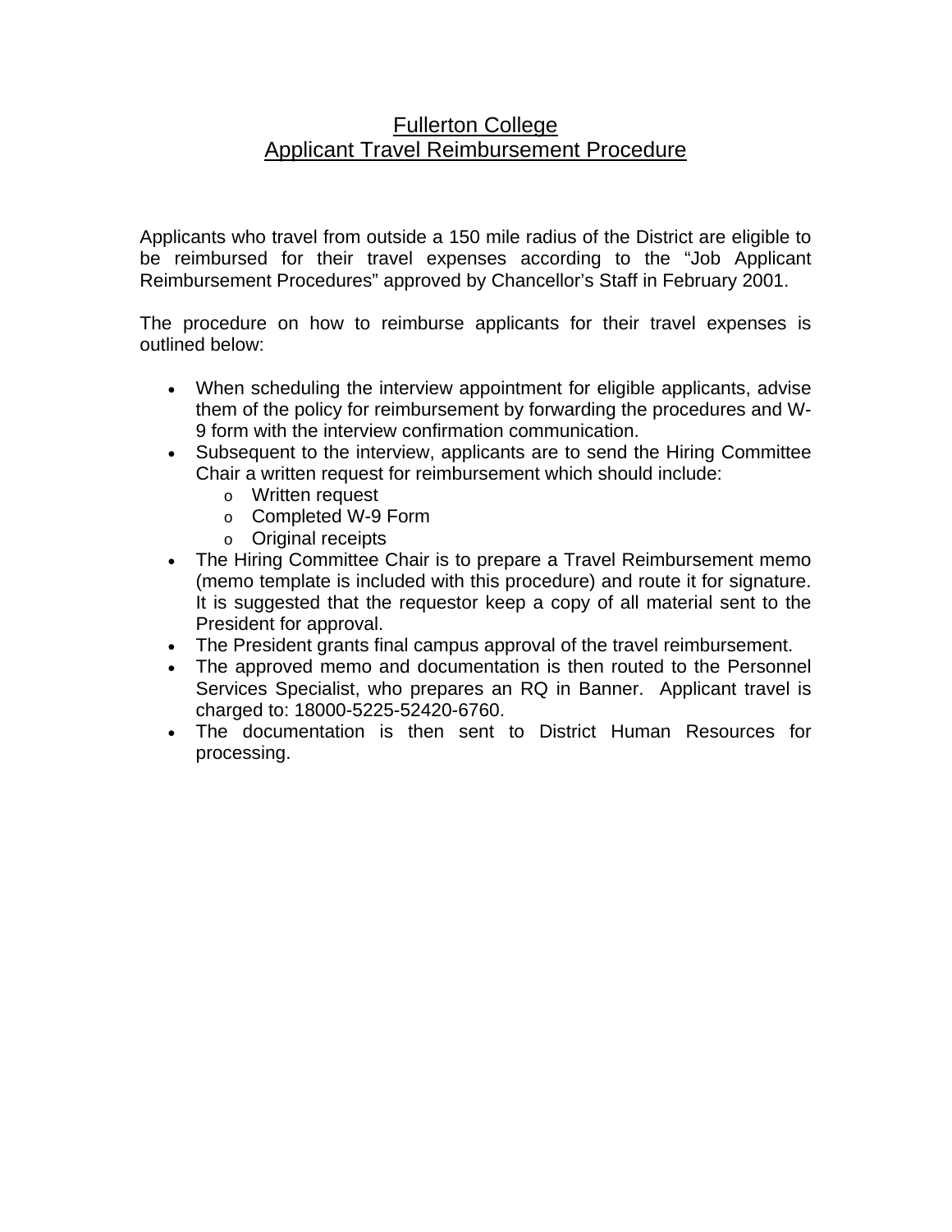# Fullerton College
## Applicant Travel Reimbursement Procedure

Applicants who travel from outside a 150 mile radius of the District are eligible to be reimbursed for their travel expenses according to the "Job Applicant Reimbursement Procedures" approved by Chancellor's Staff in February 2001.

The procedure on how to reimburse applicants for their travel expenses is outlined below:

- When scheduling the interview appointment for eligible applicants, advise them of the policy for reimbursement by forwarding the procedures and W-9 form with the interview confirmation communication.
- Subsequent to the interview, applicants are to send the Hiring Committee Chair a written request for reimbursement which should include:
  - Written request
  - Completed W-9 Form
  - Original receipts
- The Hiring Committee Chair is to prepare a Travel Reimbursement memo (memo template is included with this procedure) and route it for signature. It is suggested that the requestor keep a copy of all material sent to the President for approval.
- The President grants final campus approval of the travel reimbursement.
- The approved memo and documentation is then routed to the Personnel Services Specialist, who prepares an RQ in Banner. Applicant travel is charged to: 18000-5225-52420-6760.
- The documentation is then sent to District Human Resources for processing.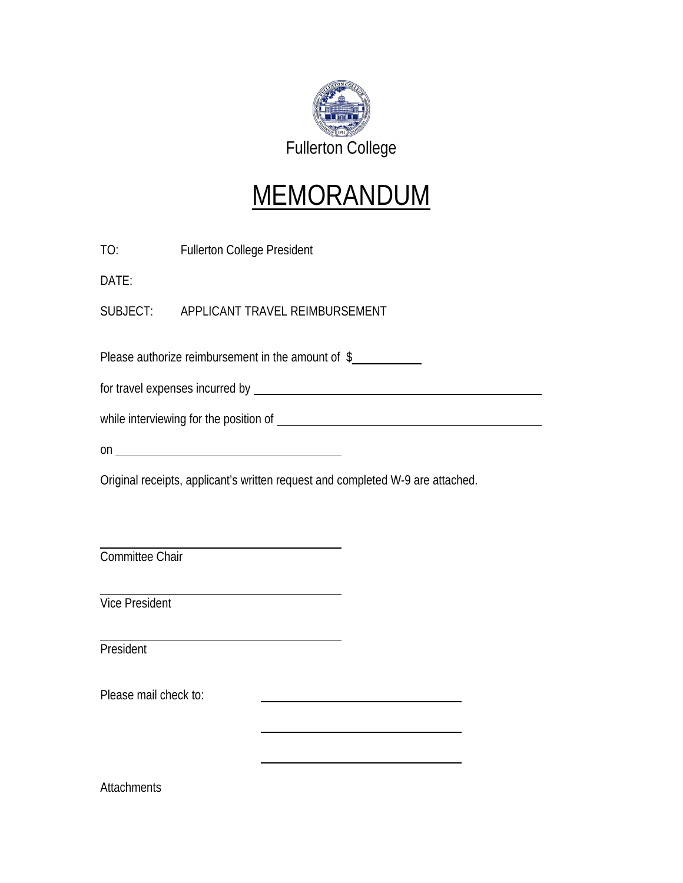Fullerton College

# MEMORANDUM

TO: Fullerton College President

DATE:

SUBJECT: APPLICANT TRAVEL REIMBURSEMENT

Please authorize reimbursement in the amount of $__________

for travel expenses incurred by ________________________________________

while interviewing for the position of ________________________________________

on ________________________________

Original receipts, applicant's written request and completed W-9 are attached.

________________________________
Committee Chair

________________________________
Vice President

________________________________
President

Please mail check to: ______________________________

______________________________

______________________________

Attachments